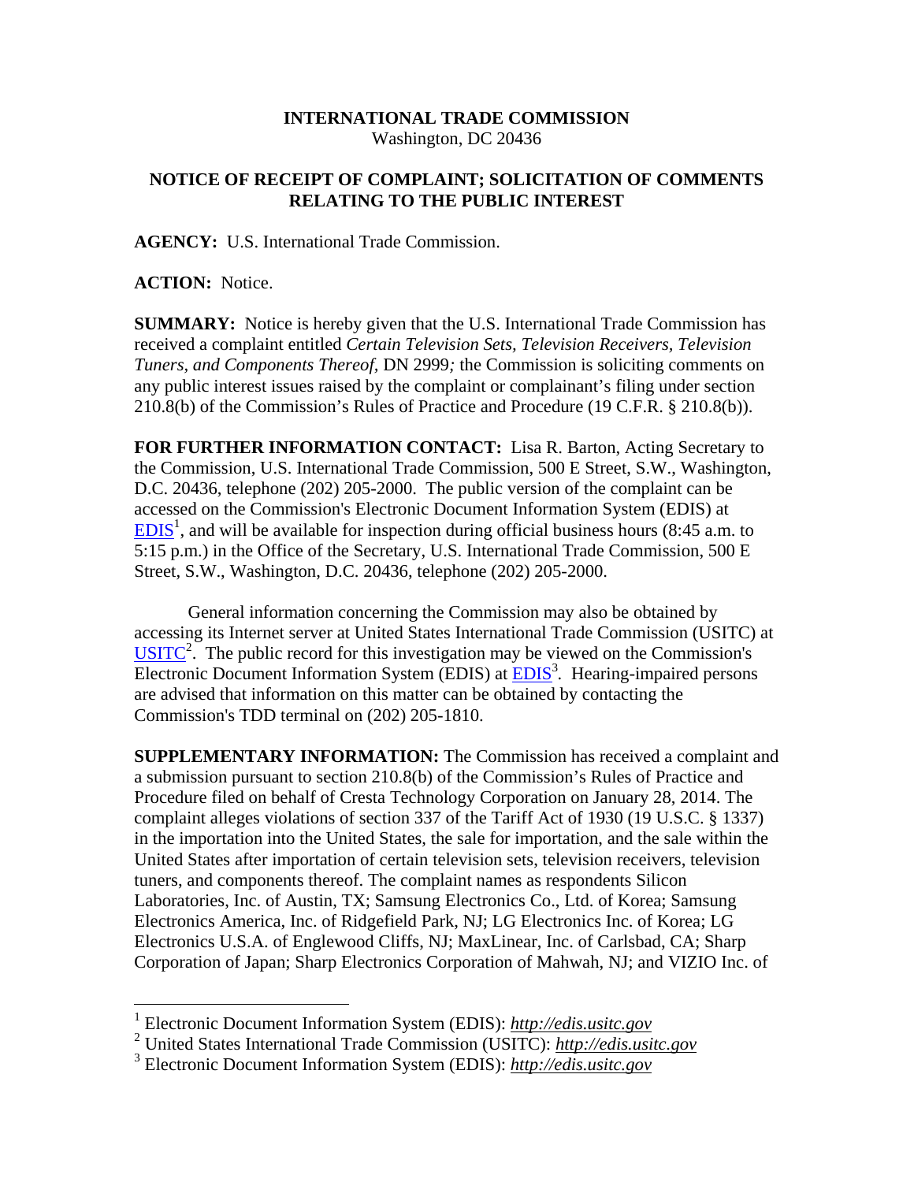**INTERNATIONAL TRADE COMMISSION**
Washington, DC 20436

**NOTICE OF RECEIPT OF COMPLAINT; SOLICITATION OF COMMENTS RELATING TO THE PUBLIC INTEREST**

**AGENCY:** U.S. International Trade Commission.

**ACTION:** Notice.

**SUMMARY:** Notice is hereby given that the U.S. International Trade Commission has received a complaint entitled *Certain Television Sets, Television Receivers, Television Tuners, and Components Thereof*, DN 2999*;* the Commission is soliciting comments on any public interest issues raised by the complaint or complainant's filing under section 210.8(b) of the Commission's Rules of Practice and Procedure (19 C.F.R. § 210.8(b)).

**FOR FURTHER INFORMATION CONTACT:** Lisa R. Barton, Acting Secretary to the Commission, U.S. International Trade Commission, 500 E Street, S.W., Washington, D.C. 20436, telephone (202) 205-2000. The public version of the complaint can be accessed on the Commission's Electronic Document Information System (EDIS) at EDIS[1], and will be available for inspection during official business hours (8:45 a.m. to 5:15 p.m.) in the Office of the Secretary, U.S. International Trade Commission, 500 E Street, S.W., Washington, D.C. 20436, telephone (202) 205-2000.

General information concerning the Commission may also be obtained by accessing its Internet server at United States International Trade Commission (USITC) at USITC[2]. The public record for this investigation may be viewed on the Commission's Electronic Document Information System (EDIS) at EDIS[3]. Hearing-impaired persons are advised that information on this matter can be obtained by contacting the Commission's TDD terminal on (202) 205-1810.

**SUPPLEMENTARY INFORMATION:** The Commission has received a complaint and a submission pursuant to section 210.8(b) of the Commission's Rules of Practice and Procedure filed on behalf of Cresta Technology Corporation on January 28, 2014. The complaint alleges violations of section 337 of the Tariff Act of 1930 (19 U.S.C. § 1337) in the importation into the United States, the sale for importation, and the sale within the United States after importation of certain television sets, television receivers, television tuners, and components thereof. The complaint names as respondents Silicon Laboratories, Inc. of Austin, TX; Samsung Electronics Co., Ltd. of Korea; Samsung Electronics America, Inc. of Ridgefield Park, NJ; LG Electronics Inc. of Korea; LG Electronics U.S.A. of Englewood Cliffs, NJ; MaxLinear, Inc. of Carlsbad, CA; Sharp Corporation of Japan; Sharp Electronics Corporation of Mahwah, NJ; and VIZIO Inc. of

[1] Electronic Document Information System (EDIS): *http://edis.usitc.gov*
[2] United States International Trade Commission (USITC): *http://edis.usitc.gov*
[3] Electronic Document Information System (EDIS): *http://edis.usitc.gov*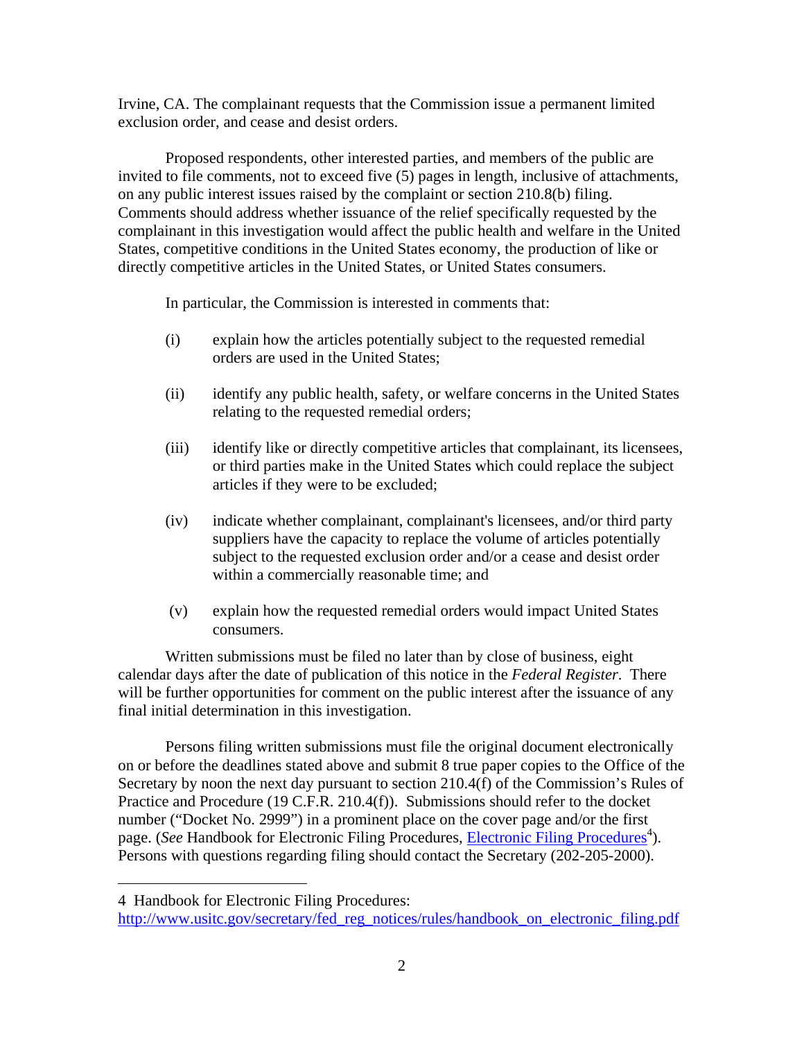Irvine, CA. The complainant requests that the Commission issue a permanent limited exclusion order, and cease and desist orders.

Proposed respondents, other interested parties, and members of the public are invited to file comments, not to exceed five (5) pages in length, inclusive of attachments, on any public interest issues raised by the complaint or section 210.8(b) filing. Comments should address whether issuance of the relief specifically requested by the complainant in this investigation would affect the public health and welfare in the United States, competitive conditions in the United States economy, the production of like or directly competitive articles in the United States, or United States consumers.

In particular, the Commission is interested in comments that:

(i) explain how the articles potentially subject to the requested remedial orders are used in the United States;

(ii) identify any public health, safety, or welfare concerns in the United States relating to the requested remedial orders;

(iii) identify like or directly competitive articles that complainant, its licensees, or third parties make in the United States which could replace the subject articles if they were to be excluded;

(iv) indicate whether complainant, complainant's licensees, and/or third party suppliers have the capacity to replace the volume of articles potentially subject to the requested exclusion order and/or a cease and desist order within a commercially reasonable time; and

(v) explain how the requested remedial orders would impact United States consumers.

Written submissions must be filed no later than by close of business, eight calendar days after the date of publication of this notice in the *Federal Register*. There will be further opportunities for comment on the public interest after the issuance of any final initial determination in this investigation.

Persons filing written submissions must file the original document electronically on or before the deadlines stated above and submit 8 true paper copies to the Office of the Secretary by noon the next day pursuant to section 210.4(f) of the Commission's Rules of Practice and Procedure (19 C.F.R. 210.4(f)). Submissions should refer to the docket number ("Docket No. 2999") in a prominent place on the cover page and/or the first page. (*See* Handbook for Electronic Filing Procedures, Electronic Filing Procedures[4]). Persons with questions regarding filing should contact the Secretary (202-205-2000).

---

4 Handbook for Electronic Filing Procedures: http://www.usitc.gov/secretary/fed_reg_notices/rules/handbook_on_electronic_filing.pdf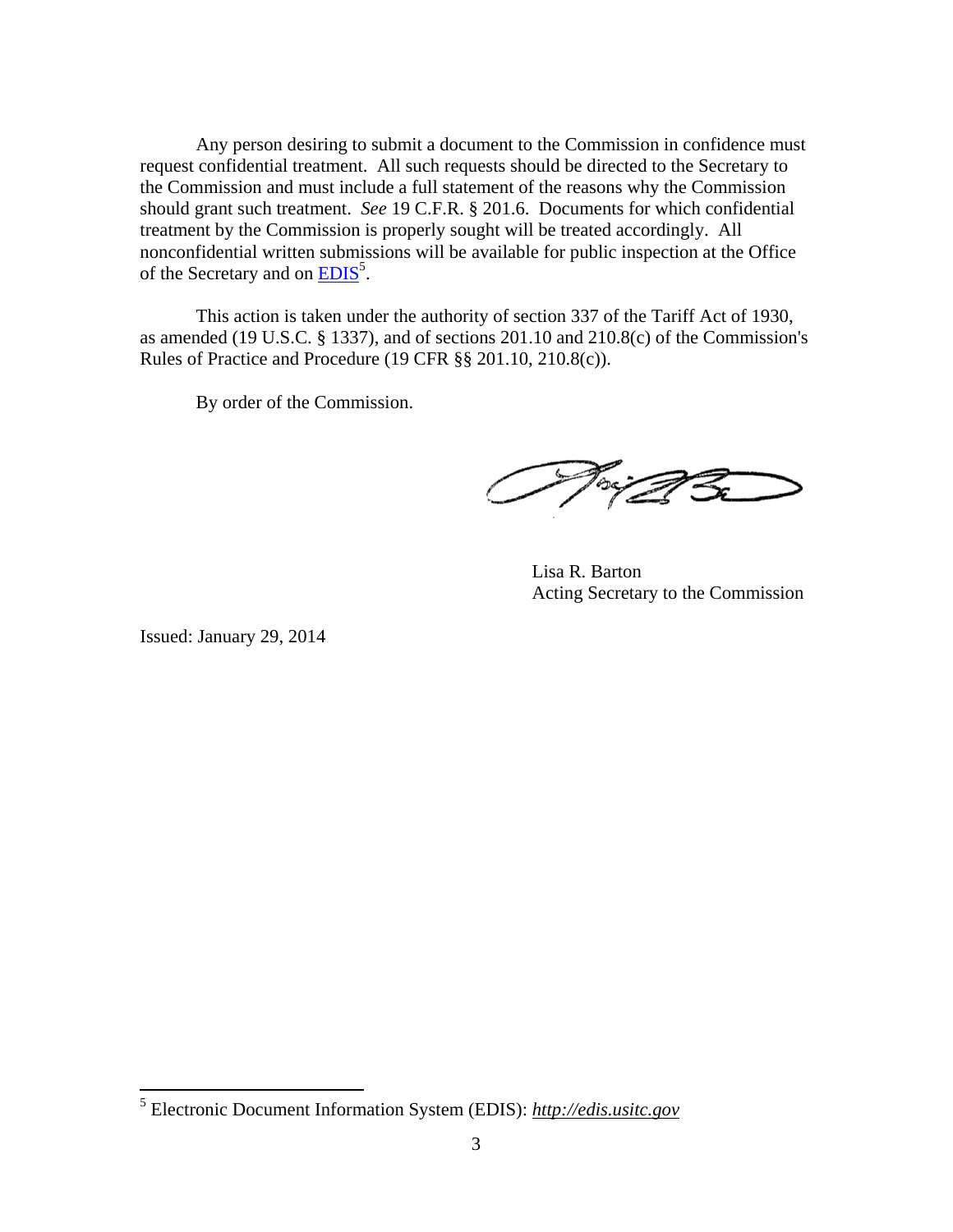Any person desiring to submit a document to the Commission in confidence must request confidential treatment. All such requests should be directed to the Secretary to the Commission and must include a full statement of the reasons why the Commission should grant such treatment. *See* 19 C.F.R. § 201.6. Documents for which confidential treatment by the Commission is properly sought will be treated accordingly. All nonconfidential written submissions will be available for public inspection at the Office of the Secretary and on EDIS[5].

This action is taken under the authority of section 337 of the Tariff Act of 1930, as amended (19 U.S.C. § 1337), and of sections 201.10 and 210.8(c) of the Commission's Rules of Practice and Procedure (19 CFR §§ 201.10, 210.8(c)).

By order of the Commission.

Lisa R. Barton
Acting Secretary to the Commission

Issued: January 29, 2014

---

[5] Electronic Document Information System (EDIS): *http://edis.usitc.gov*